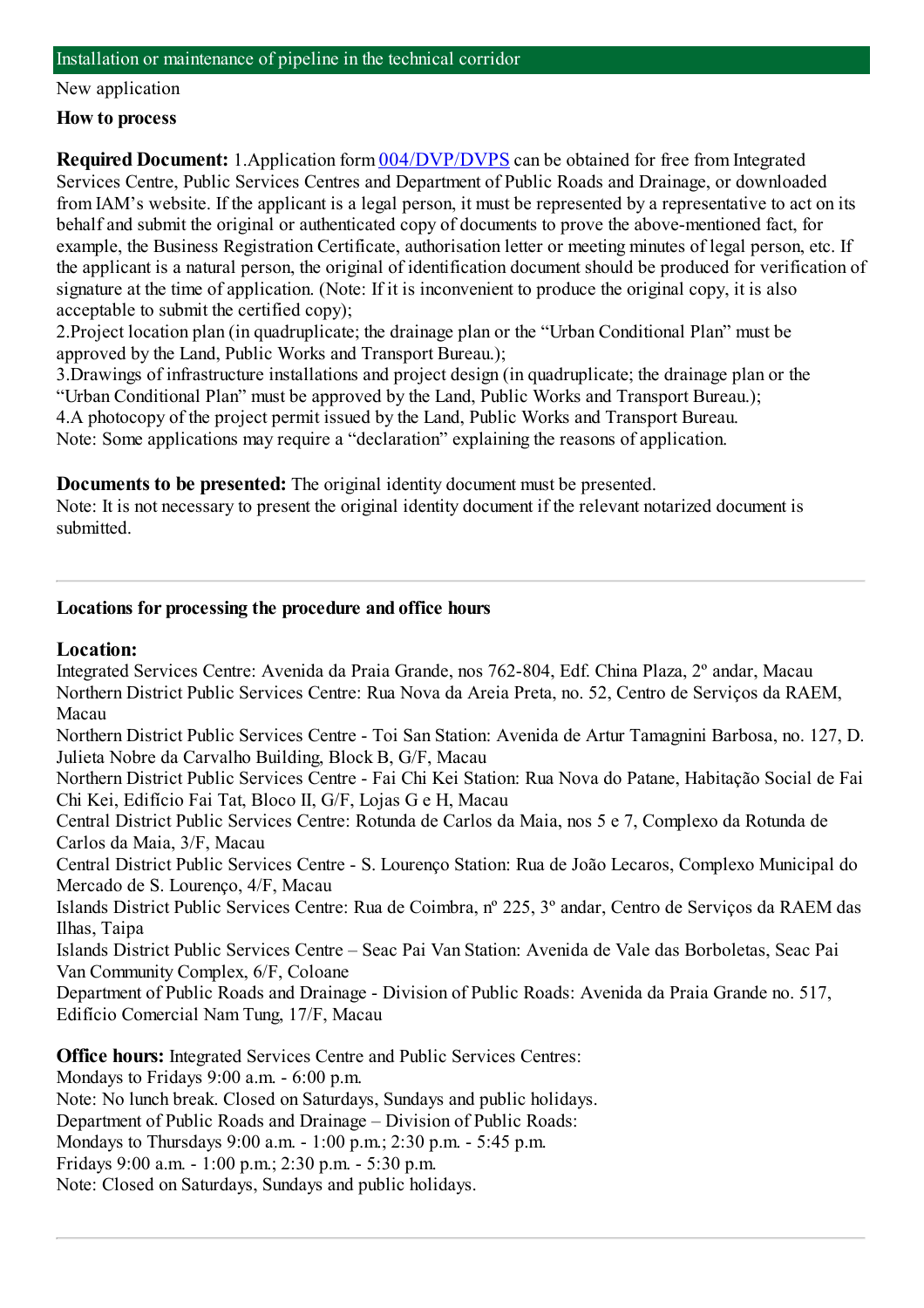## Installation or maintenance of pipeline in the technical corridor

New application

**How to process**

**Required Document:** 1.Application form 004/DVP/DVPS can be obtained for free from Integrated Services Centre, Public Services Centres and Department of Public Roads and Drainage, or downloaded from IAM's website. If the applicant is a legal person, it must be represented by a representative to act on its behalf and submit the original or authenticated copy of documents to prove the above-mentioned fact, for example, the Business Registration Certificate, authorisation letter or meeting minutes of legal person, etc. If the applicant is a natural person, the original of identification document should be produced for verification of signature at the time of application. (Note: If it is inconvenient to produce the original copy, it is also acceptable to submit the certified copy);
2.Project location plan (in quadruplicate; the drainage plan or the "Urban Conditional Plan" must be approved by the Land, Public Works and Transport Bureau.);
3.Drawings of infrastructure installations and project design (in quadruplicate; the drainage plan or the "Urban Conditional Plan" must be approved by the Land, Public Works and Transport Bureau.);
4.A photocopy of the project permit issued by the Land, Public Works and Transport Bureau.
Note: Some applications may require a "declaration" explaining the reasons of application.

**Documents to be presented:** The original identity document must be presented.
Note: It is not necessary to present the original identity document if the relevant notarized document is submitted.

---

**Locations for processing the procedure and office hours**

**Location:**
Integrated Services Centre: Avenida da Praia Grande, nos 762-804, Edf. China Plaza, 2º andar, Macau
Northern District Public Services Centre: Rua Nova da Areia Preta, no. 52, Centro de Serviços da RAEM, Macau
Northern District Public Services Centre - Toi San Station: Avenida de Artur Tamagnini Barbosa, no. 127, D. Julieta Nobre da Carvalho Building, Block B, G/F, Macau
Northern District Public Services Centre - Fai Chi Kei Station: Rua Nova do Patane, Habitação Social de Fai Chi Kei, Edifício Fai Tat, Bloco II, G/F, Lojas G e H, Macau
Central District Public Services Centre: Rotunda de Carlos da Maia, nos 5 e 7, Complexo da Rotunda de Carlos da Maia, 3/F, Macau
Central District Public Services Centre - S. Lourenço Station: Rua de João Lecaros, Complexo Municipal do Mercado de S. Lourenço, 4/F, Macau
Islands District Public Services Centre: Rua de Coimbra, nº 225, 3º andar, Centro de Serviços da RAEM das Ilhas, Taipa
Islands District Public Services Centre – Seac Pai Van Station: Avenida de Vale das Borboletas, Seac Pai Van Community Complex, 6/F, Coloane
Department of Public Roads and Drainage - Division of Public Roads: Avenida da Praia Grande no. 517, Edifício Comercial Nam Tung, 17/F, Macau

**Office hours:** Integrated Services Centre and Public Services Centres:
Mondays to Fridays 9:00 a.m. - 6:00 p.m.
Note: No lunch break. Closed on Saturdays, Sundays and public holidays.
Department of Public Roads and Drainage – Division of Public Roads:
Mondays to Thursdays 9:00 a.m. - 1:00 p.m.; 2:30 p.m. - 5:45 p.m.
Fridays 9:00 a.m. - 1:00 p.m.; 2:30 p.m. - 5:30 p.m.
Note: Closed on Saturdays, Sundays and public holidays.

---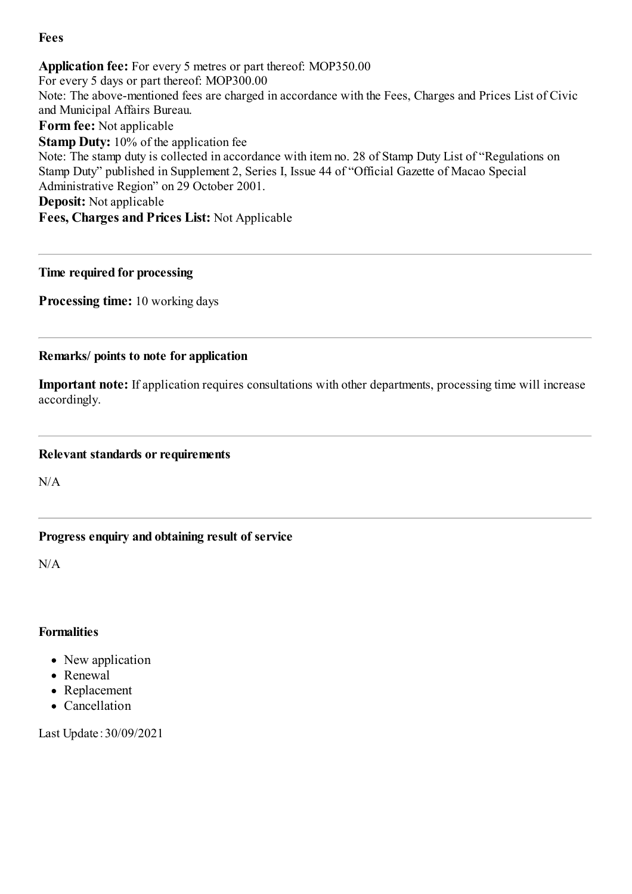## Fees

**Application fee:** For every 5 metres or part thereof: MOP350.00
For every 5 days or part thereof: MOP300.00
Note: The above-mentioned fees are charged in accordance with the Fees, Charges and Prices List of Civic and Municipal Affairs Bureau.
**Form fee:** Not applicable
**Stamp Duty:** 10% of the application fee
Note: The stamp duty is collected in accordance with item no. 28 of Stamp Duty List of "Regulations on Stamp Duty" published in Supplement 2, Series I, Issue 44 of "Official Gazette of Macao Special Administrative Region" on 29 October 2001.
**Deposit:** Not applicable
**Fees, Charges and Prices List:** Not Applicable

---

## Time required for processing

**Processing time:** 10 working days

---

## Remarks/ points to note for application

**Important note:** If application requires consultations with other departments, processing time will increase accordingly.

---

## Relevant standards or requirements

N/A

---

## Progress enquiry and obtaining result of service

N/A

## Formalities

- New application
- Renewal
- Replacement
- Cancellation

Last Update: 30/09/2021